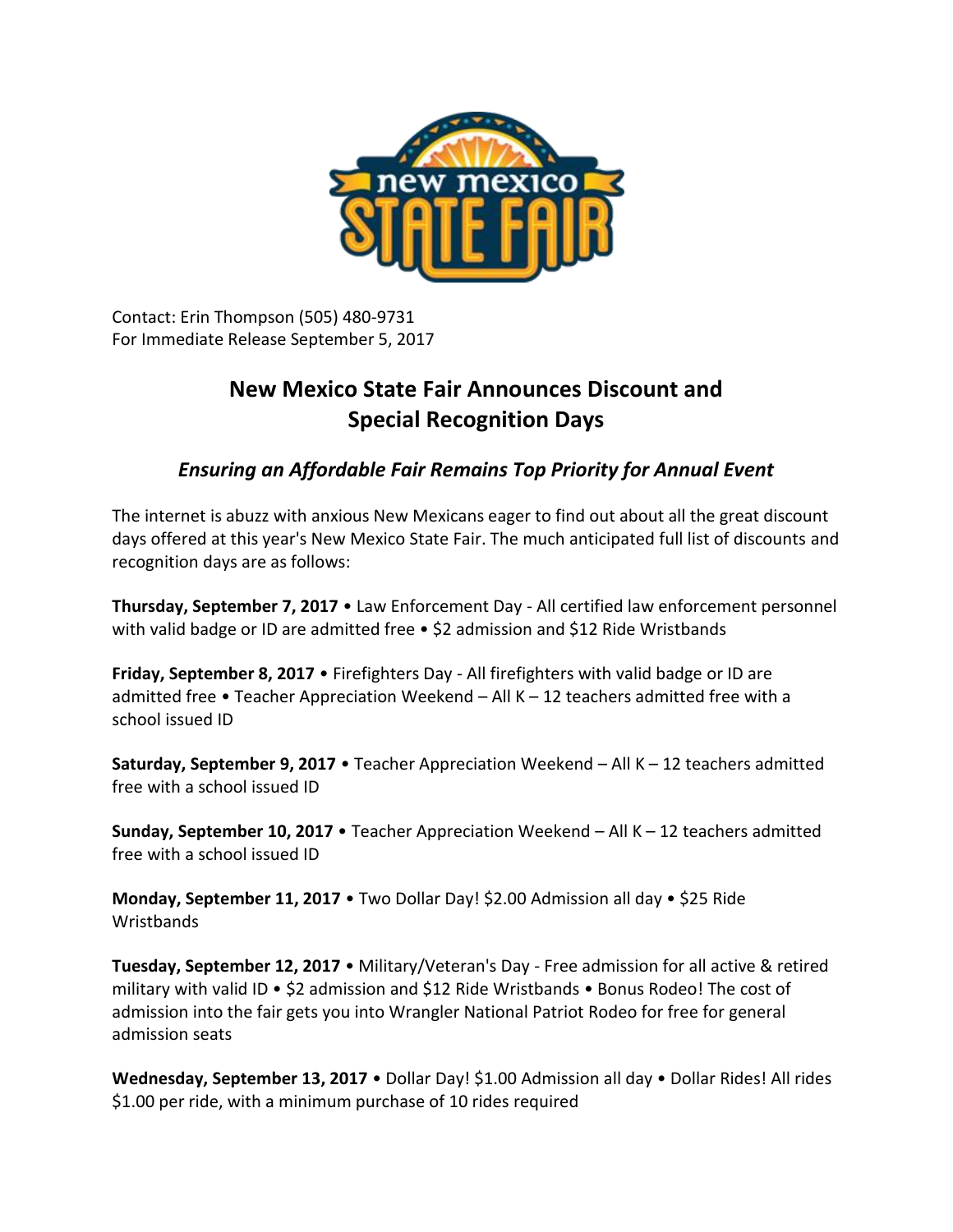Contact: Erin Thompson (505) 480-9731
For Immediate Release September 5, 2017

# New Mexico State Fair Announces Discount and Special Recognition Days

## *Ensuring an Affordable Fair Remains Top Priority for Annual Event*

The internet is abuzz with anxious New Mexicans eager to find out about all the great discount days offered at this year's New Mexico State Fair. The much anticipated full list of discounts and recognition days are as follows:

**Thursday, September 7, 2017** • Law Enforcement Day - All certified law enforcement personnel with valid badge or ID are admitted free • $2 admission and $12 Ride Wristbands

**Friday, September 8, 2017** • Firefighters Day - All firefighters with valid badge or ID are admitted free • Teacher Appreciation Weekend – All K – 12 teachers admitted free with a school issued ID

**Saturday, September 9, 2017** • Teacher Appreciation Weekend – All K – 12 teachers admitted free with a school issued ID

**Sunday, September 10, 2017** • Teacher Appreciation Weekend – All K – 12 teachers admitted free with a school issued ID

**Monday, September 11, 2017** • Two Dollar Day! $2.00 Admission all day • $25 Ride Wristbands

**Tuesday, September 12, 2017** • Military/Veteran's Day - Free admission for all active & retired military with valid ID • $2 admission and $12 Ride Wristbands • Bonus Rodeo! The cost of admission into the fair gets you into Wrangler National Patriot Rodeo for free for general admission seats

**Wednesday, September 13, 2017** • Dollar Day! $1.00 Admission all day • Dollar Rides! All rides $1.00 per ride, with a minimum purchase of 10 rides required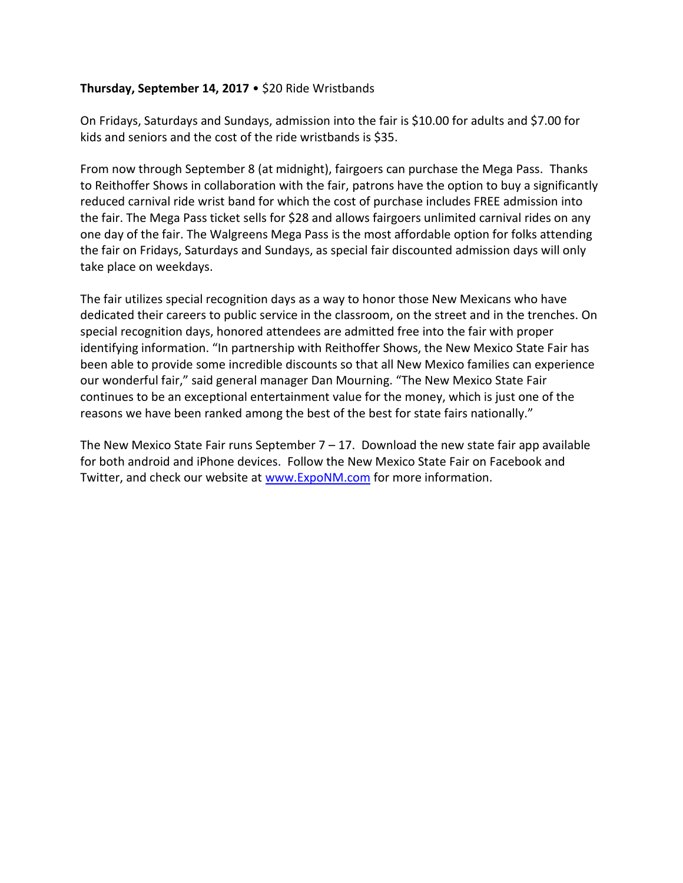**Thursday, September 14, 2017** • $20 Ride Wristbands

On Fridays, Saturdays and Sundays, admission into the fair is $10.00 for adults and $7.00 for kids and seniors and the cost of the ride wristbands is $35.

From now through September 8 (at midnight), fairgoers can purchase the Mega Pass. Thanks to Reithoffer Shows in collaboration with the fair, patrons have the option to buy a significantly reduced carnival ride wrist band for which the cost of purchase includes FREE admission into the fair. The Mega Pass ticket sells for $28 and allows fairgoers unlimited carnival rides on any one day of the fair. The Walgreens Mega Pass is the most affordable option for folks attending the fair on Fridays, Saturdays and Sundays, as special fair discounted admission days will only take place on weekdays.

The fair utilizes special recognition days as a way to honor those New Mexicans who have dedicated their careers to public service in the classroom, on the street and in the trenches. On special recognition days, honored attendees are admitted free into the fair with proper identifying information. "In partnership with Reithoffer Shows, the New Mexico State Fair has been able to provide some incredible discounts so that all New Mexico families can experience our wonderful fair," said general manager Dan Mourning. "The New Mexico State Fair continues to be an exceptional entertainment value for the money, which is just one of the reasons we have been ranked among the best of the best for state fairs nationally."

The New Mexico State Fair runs September 7 – 17. Download the new state fair app available for both android and iPhone devices. Follow the New Mexico State Fair on Facebook and Twitter, and check our website at www.ExpoNM.com for more information.